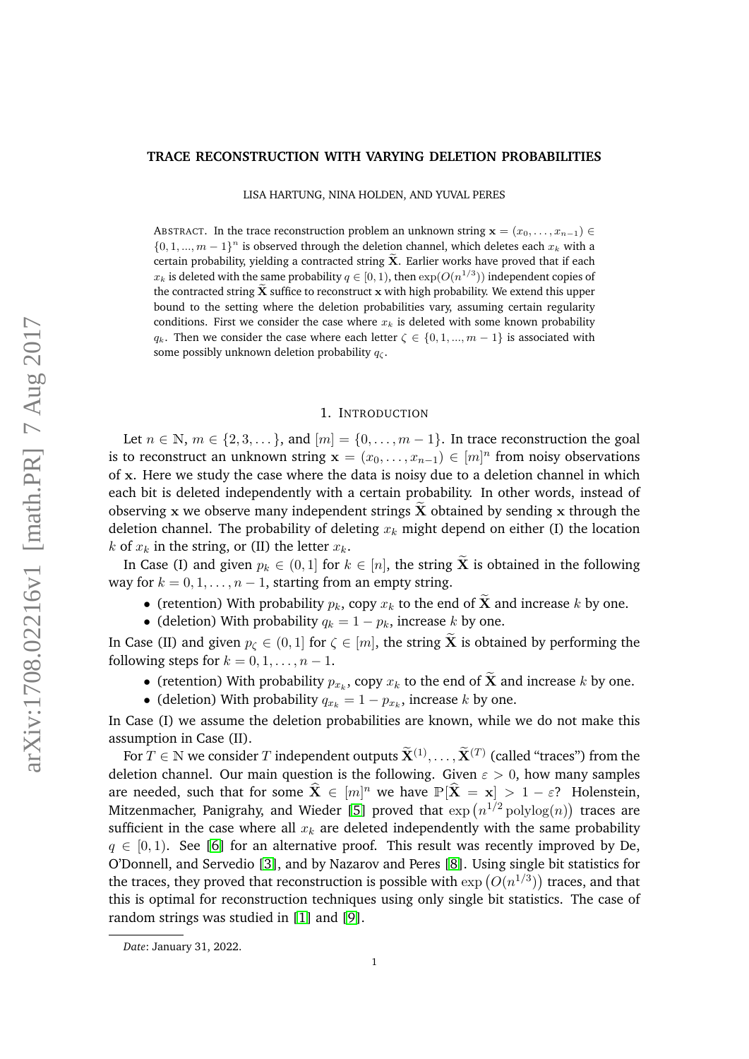# TRACE RECONSTRUCTION WITH VARYING DELETION PROBABILITIES

LISA HARTUNG, NINA HOLDEN, AND YUVAL PERES

ABSTRACT. In the trace reconstruction problem an unknown string $\mathbf{x} = (x_0, \dots, x_{n-1}) \in \{0, 1, ..., m-1\}^n$ is observed through the deletion channel, which deletes each $x_k$ with a certain probability, yielding a contracted string $\widetilde{\mathbf{X}}$. Earlier works have proved that if each $x_k$ is deleted with the same probability $q \in [0, 1)$, then $\exp(O(n^{1/3}))$ independent copies of the contracted string $\widetilde{\mathbf{X}}$ suffice to reconstruct $\mathbf{x}$ with high probability. We extend this upper bound to the setting where the deletion probabilities vary, assuming certain regularity conditions. First we consider the case where $x_k$ is deleted with some known probability $q_k$. Then we consider the case where each letter $\zeta \in \{0, 1, ..., m-1\}$ is associated with some possibly unknown deletion probability $q_\zeta$.

## 1. INTRODUCTION

Let $n \in \mathbb{N}$, $m \in \{2, 3, \dots\}$, and $[m] = \{0, \dots, m-1\}$. In trace reconstruction the goal is to reconstruct an unknown string $\mathbf{x} = (x_0, \dots, x_{n-1}) \in [m]^n$ from noisy observations of $\mathbf{x}$. Here we study the case where the data is noisy due to a deletion channel in which each bit is deleted independently with a certain probability. In other words, instead of observing $\mathbf{x}$ we observe many independent strings $\widetilde{\mathbf{X}}$ obtained by sending $\mathbf{x}$ through the deletion channel. The probability of deleting $x_k$ might depend on either (I) the location $k$ of $x_k$ in the string, or (II) the letter $x_k$.

In Case (I) and given $p_k \in (0, 1]$ for $k \in [n]$, the string $\widetilde{\mathbf{X}}$ is obtained in the following way for $k = 0, 1, \dots, n-1$, starting from an empty string.

- (retention) With probability $p_k$, copy $x_k$ to the end of $\widetilde{\mathbf{X}}$ and increase $k$ by one.
- (deletion) With probability $q_k = 1 - p_k$, increase $k$ by one.

In Case (II) and given $p_\zeta \in (0, 1]$ for $\zeta \in [m]$, the string $\widetilde{\mathbf{X}}$ is obtained by performing the following steps for $k = 0, 1, \dots, n-1$.

- (retention) With probability $p_{x_k}$, copy $x_k$ to the end of $\widetilde{\mathbf{X}}$ and increase $k$ by one.
- (deletion) With probability $q_{x_k} = 1 - p_{x_k}$, increase $k$ by one.

In Case (I) we assume the deletion probabilities are known, while we do not make this assumption in Case (II).

For $T \in \mathbb{N}$ we consider $T$ independent outputs $\widetilde{\mathbf{X}}^{(1)}, \dots, \widetilde{\mathbf{X}}^{(T)}$ (called "traces") from the deletion channel. Our main question is the following. Given $\varepsilon > 0$, how many samples are needed, such that for some $\widehat{\mathbf{X}} \in [m]^n$ we have $\mathbb{P}[\widehat{\mathbf{X}} = \mathbf{x}] > 1 - \varepsilon$? Holenstein, Mitzenmacher, Panigrahy, and Wieder [5] proved that $\exp\left(n^{1/2} \operatorname{polylog}(n)\right)$ traces are sufficient in the case where all $x_k$ are deleted independently with the same probability $q \in [0, 1)$. See [6] for an alternative proof. This result was recently improved by De, O'Donnell, and Servedio [3], and by Nazarov and Peres [8]. Using single bit statistics for the traces, they proved that reconstruction is possible with $\exp\left(O(n^{1/3})\right)$ traces, and that this is optimal for reconstruction techniques using only single bit statistics. The case of random strings was studied in [1] and [9].

*Date*: January 31, 2022.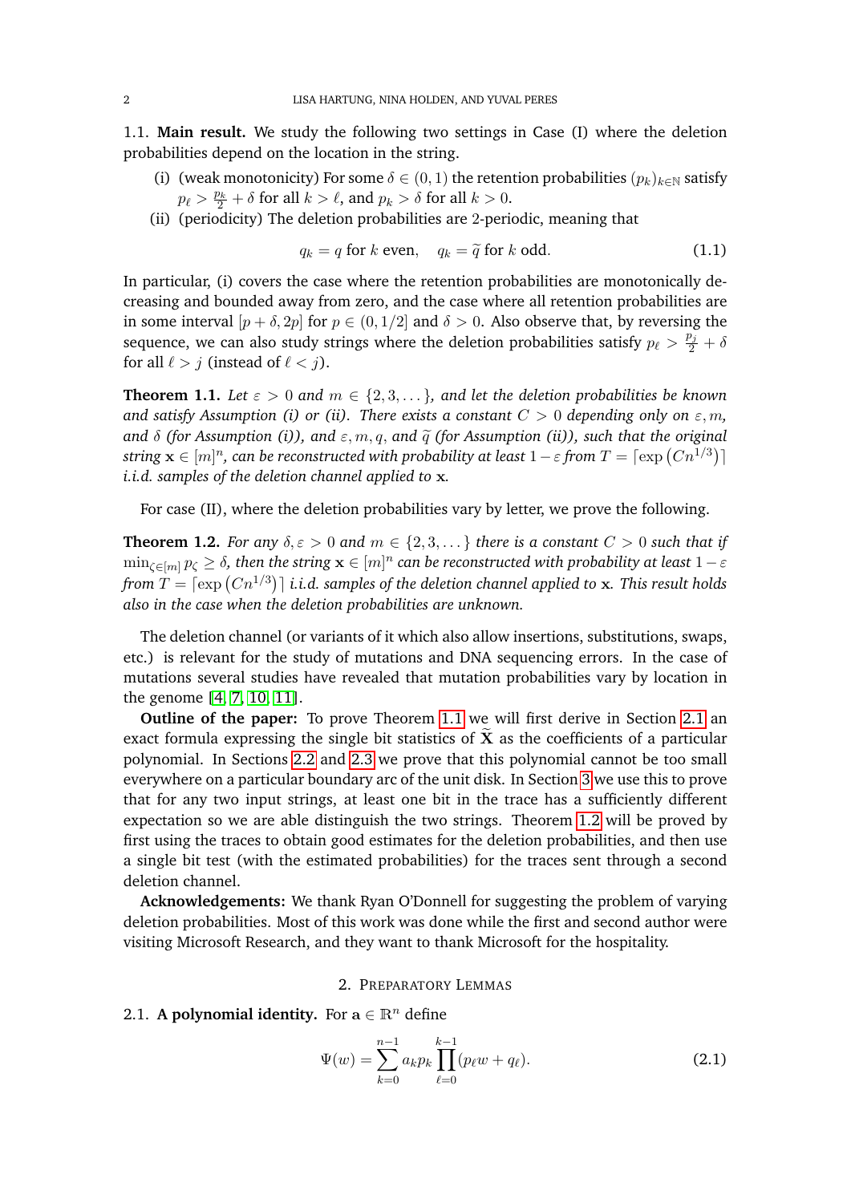### 1.1. Main result.

We study the following two settings in Case (I) where the deletion probabilities depend on the location in the string.

- (i) (weak monotonicity) For some $\delta \in (0,1)$ the retention probabilities $(p_k)_{k\in\mathbb{N}}$ satisfy $p_\ell > \frac{p_k}{2} + \delta$ for all $k > \ell$, and $p_k > \delta$ for all $k > 0$.
- (ii) (periodicity) The deletion probabilities are 2-periodic, meaning that

$$q_k = q \text{ for } k \text{ even}, \quad q_k = \widetilde{q} \text{ for } k \text{ odd}. \tag{1.1}$$

In particular, (i) covers the case where the retention probabilities are monotonically decreasing and bounded away from zero, and the case where all retention probabilities are in some interval $[p+\delta, 2p]$ for $p \in (0, 1/2]$ and $\delta > 0$. Also observe that, by reversing the sequence, we can also study strings where the deletion probabilities satisfy $p_\ell > \frac{p_j}{2} + \delta$ for all $\ell > j$ (instead of $\ell < j$).

**Theorem 1.1.** *Let $\varepsilon > 0$ and $m \in \{2, 3, \dots\}$, and let the deletion probabilities be known and satisfy Assumption (i) or (ii). There exists a constant $C > 0$ depending only on $\varepsilon, m$, and $\delta$ (for Assumption (i)), and $\varepsilon, m, q$, and $\widetilde{q}$ (for Assumption (ii)), such that the original string $\mathbf{x} \in [m]^n$, can be reconstructed with probability at least $1-\varepsilon$ from $T = \lceil \exp\left(Cn^{1/3}\right) \rceil$ i.i.d. samples of the deletion channel applied to $\mathbf{x}$.*

For case (II), where the deletion probabilities vary by letter, we prove the following.

**Theorem 1.2.** *For any $\delta, \varepsilon > 0$ and $m \in \{2, 3, \dots\}$ there is a constant $C > 0$ such that if $\min_{\zeta \in [m]} p_\zeta \geq \delta$, then the string $\mathbf{x} \in [m]^n$ can be reconstructed with probability at least $1-\varepsilon$ from $T = \lceil \exp\left(Cn^{1/3}\right) \rceil$ i.i.d. samples of the deletion channel applied to $\mathbf{x}$. This result holds also in the case when the deletion probabilities are unknown.*

The deletion channel (or variants of it which also allow insertions, substitutions, swaps, etc.) is relevant for the study of mutations and DNA sequencing errors. In the case of mutations several studies have revealed that mutation probabilities vary by location in the genome [4, 7, 10, 11].

**Outline of the paper:** To prove Theorem 1.1 we will first derive in Section 2.1 an exact formula expressing the single bit statistics of $\widetilde{\mathbf{X}}$ as the coefficients of a particular polynomial. In Sections 2.2 and 2.3 we prove that this polynomial cannot be too small everywhere on a particular boundary arc of the unit disk. In Section 3 we use this to prove that for any two input strings, at least one bit in the trace has a sufficiently different expectation so we are able distinguish the two strings. Theorem 1.2 will be proved by first using the traces to obtain good estimates for the deletion probabilities, and then use a single bit test (with the estimated probabilities) for the traces sent through a second deletion channel.

**Acknowledgements:** We thank Ryan O'Donnell for suggesting the problem of varying deletion probabilities. Most of this work was done while the first and second author were visiting Microsoft Research, and they want to thank Microsoft for the hospitality.

## 2. Preparatory Lemmas

### 2.1. A polynomial identity.

For $\mathbf{a} \in \mathbb{R}^n$ define

$$\Psi(w) = \sum_{k=0}^{n-1} a_k p_k \prod_{\ell=0}^{k-1} (p_\ell w + q_\ell). \tag{2.1}$$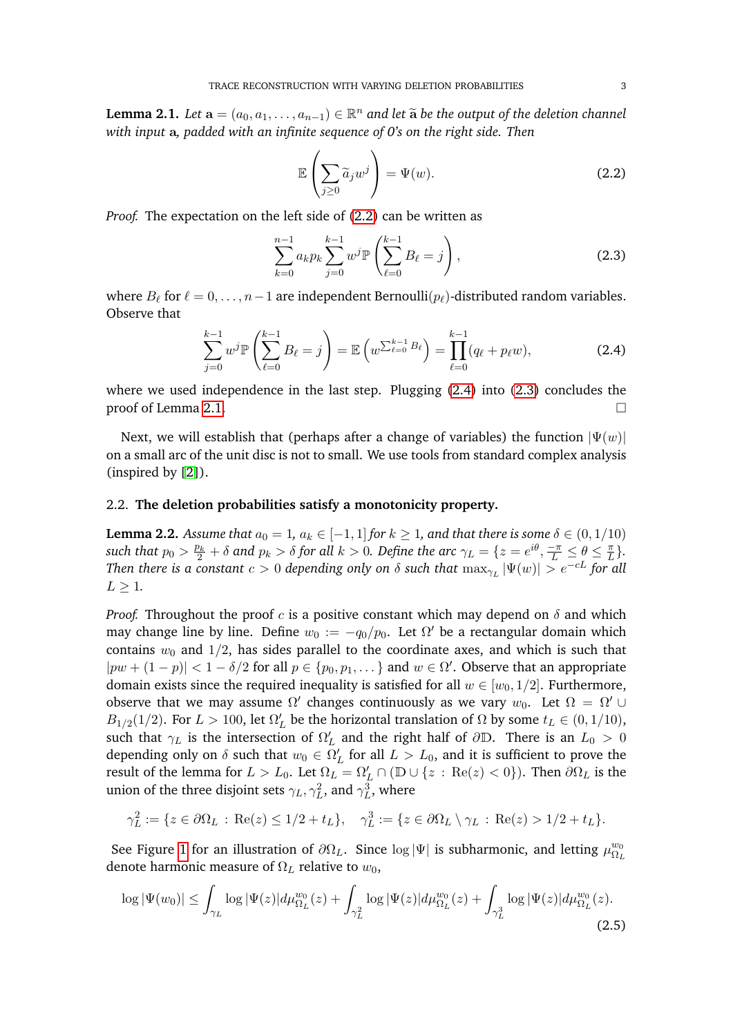**Lemma 2.1.** *Let $\mathbf{a} = (a_0, a_1, \dots, a_{n-1}) \in \mathbb{R}^n$ and let $\widetilde{\mathbf{a}}$ be the output of the deletion channel with input $\mathbf{a}$, padded with an infinite sequence of 0's on the right side. Then*

$$\mathbb{E}\left(\sum_{j\geq 0} \widetilde{a}_j w^j\right) = \Psi(w). \tag{2.2}$$

*Proof.* The expectation on the left side of (2.2) can be written as

$$\sum_{k=0}^{n-1} a_k p_k \sum_{j=0}^{k-1} w^j \mathbb{P}\left(\sum_{\ell=0}^{k-1} B_\ell = j\right), \tag{2.3}$$

where $B_\ell$ for $\ell = 0, \dots, n-1$ are independent Bernoulli($p_\ell$)-distributed random variables. Observe that

$$\sum_{j=0}^{k-1} w^j \mathbb{P}\left(\sum_{\ell=0}^{k-1} B_\ell = j\right) = \mathbb{E}\left(w^{\sum_{\ell=0}^{k-1} B_\ell}\right) = \prod_{\ell=0}^{k-1}(q_\ell + p_\ell w), \tag{2.4}$$

where we used independence in the last step. Plugging (2.4) into (2.3) concludes the proof of Lemma 2.1. □

Next, we will establish that (perhaps after a change of variables) the function $|\Psi(w)|$ on a small arc of the unit disc is not to small. We use tools from standard complex analysis (inspired by [2]).

## 2.2. The deletion probabilities satisfy a monotonicity property.

**Lemma 2.2.** *Assume that $a_0 = 1$, $a_k \in [-1, 1]$ for $k \geq 1$, and that there is some $\delta \in (0, 1/10)$ such that $p_0 > \frac{p_k}{2} + \delta$ and $p_k > \delta$ for all $k > 0$. Define the arc $\gamma_L = \{z = e^{i\theta}, \frac{-\pi}{L} \leq \theta \leq \frac{\pi}{L}\}$. Then there is a constant $c > 0$ depending only on $\delta$ such that $\max_{\gamma_L} |\Psi(w)| > e^{-cL}$ for all $L \geq 1$.*

*Proof.* Throughout the proof $c$ is a positive constant which may depend on $\delta$ and which may change line by line. Define $w_0 := -q_0/p_0$. Let $\Omega'$ be a rectangular domain which contains $w_0$ and $1/2$, has sides parallel to the coordinate axes, and which is such that $|pw + (1-p)| < 1 - \delta/2$ for all $p \in \{p_0, p_1, \dots\}$ and $w \in \Omega'$. Observe that an appropriate domain exists since the required inequality is satisfied for all $w \in [w_0, 1/2]$. Furthermore, observe that we may assume $\Omega'$ changes continuously as we vary $w_0$. Let $\Omega = \Omega' \cup B_{1/2}(1/2)$. For $L > 100$, let $\Omega'_L$ be the horizontal translation of $\Omega$ by some $t_L \in (0, 1/10)$, such that $\gamma_L$ is the intersection of $\Omega'_L$ and the right half of $\partial\mathbb{D}$. There is an $L_0 > 0$ depending only on $\delta$ such that $w_0 \in \Omega'_L$ for all $L > L_0$, and it is sufficient to prove the result of the lemma for $L > L_0$. Let $\Omega_L = \Omega'_L \cap (\mathbb{D} \cup \{z : \operatorname{Re}(z) < 0\})$. Then $\partial\Omega_L$ is the union of the three disjoint sets $\gamma_L, \gamma_L^2$, and $\gamma_L^3$, where

$$\gamma_L^2 := \{z \in \partial\Omega_L : \operatorname{Re}(z) \leq 1/2 + t_L\}, \quad \gamma_L^3 := \{z \in \partial\Omega_L \setminus \gamma_L : \operatorname{Re}(z) > 1/2 + t_L\}.$$

See Figure 1 for an illustration of $\partial\Omega_L$. Since $\log|\Psi|$ is subharmonic, and letting $\mu_{\Omega_L}^{w_0}$ denote harmonic measure of $\Omega_L$ relative to $w_0$,

$$\log|\Psi(w_0)| \leq \int_{\gamma_L} \log|\Psi(z)| d\mu_{\Omega_L}^{w_0}(z) + \int_{\gamma_L^2} \log|\Psi(z)| d\mu_{\Omega_L}^{w_0}(z) + \int_{\gamma_L^3} \log|\Psi(z)| d\mu_{\Omega_L}^{w_0}(z). \tag{2.5}$$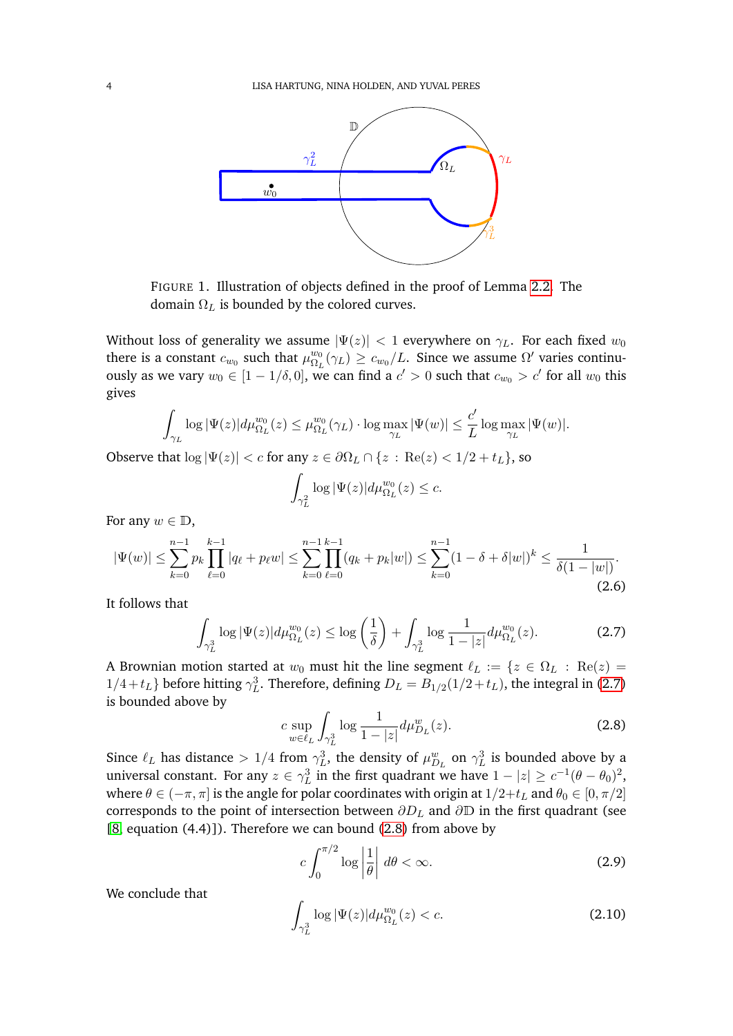FIGURE 1. Illustration of objects defined in the proof of Lemma 2.2. The domain $\Omega_L$ is bounded by the colored curves.

Without loss of generality we assume $|\Psi(z)| < 1$ everywhere on $\gamma_L$. For each fixed $w_0$ there is a constant $c_{w_0}$ such that $\mu^{w_0}_{\Omega_L}(\gamma_L) \geq c_{w_0}/L$. Since we assume $\Omega'$ varies continuously as we vary $w_0 \in [1-1/\delta, 0]$, we can find a $c' > 0$ such that $c_{w_0} > c'$ for all $w_0$ this gives

$$\int_{\gamma_L} \log|\Psi(z)| d\mu^{w_0}_{\Omega_L}(z) \leq \mu^{w_0}_{\Omega_L}(\gamma_L) \cdot \log \max_{\gamma_L} |\Psi(w)| \leq \frac{c'}{L} \log \max_{\gamma_L} |\Psi(w)|.$$

Observe that $\log|\Psi(z)| < c$ for any $z \in \partial\Omega_L \cap \{z : \operatorname{Re}(z) < 1/2 + t_L\}$, so

$$\int_{\gamma^2_L} \log|\Psi(z)| d\mu^{w_0}_{\Omega_L}(z) \leq c.$$

For any $w \in \mathbb{D}$,

$$|\Psi(w)| \leq \sum_{k=0}^{n-1} p_k \prod_{\ell=0}^{k-1} |q_\ell + p_\ell w| \leq \sum_{k=0}^{n-1} \prod_{\ell=0}^{k-1} (q_k + p_k|w|) \leq \sum_{k=0}^{n-1} (1-\delta+\delta|w|)^k \leq \frac{1}{\delta(1-|w|)}. \tag{2.6}$$

It follows that

$$\int_{\gamma^3_L} \log|\Psi(z)| d\mu^{w_0}_{\Omega_L}(z) \leq \log\left(\frac{1}{\delta}\right) + \int_{\gamma^3_L} \log\frac{1}{1-|z|} d\mu^{w_0}_{\Omega_L}(z). \tag{2.7}$$

A Brownian motion started at $w_0$ must hit the line segment $\ell_L := \{z \in \Omega_L : \operatorname{Re}(z) = 1/4 + t_L\}$ before hitting $\gamma^3_L$. Therefore, defining $D_L = B_{1/2}(1/2 + t_L)$, the integral in (2.7) is bounded above by

$$c \sup_{w \in \ell_L} \int_{\gamma^3_L} \log\frac{1}{1-|z|} d\mu^w_{D_L}(z). \tag{2.8}$$

Since $\ell_L$ has distance $> 1/4$ from $\gamma^3_L$, the density of $\mu^w_{D_L}$ on $\gamma^3_L$ is bounded above by a universal constant. For any $z \in \gamma^3_L$ in the first quadrant we have $1 - |z| \geq c^{-1}(\theta - \theta_0)^2$, where $\theta \in (-\pi, \pi]$ is the angle for polar coordinates with origin at $1/2 + t_L$ and $\theta_0 \in [0, \pi/2]$ corresponds to the point of intersection between $\partial D_L$ and $\partial\mathbb{D}$ in the first quadrant (see [8, equation (4.4)]). Therefore we can bound (2.8) from above by

$$c \int_0^{\pi/2} \log\left|\frac{1}{\theta}\right| d\theta < \infty. \tag{2.9}$$

We conclude that

$$\int_{\gamma^3_L} \log|\Psi(z)| d\mu^{w_0}_{\Omega_L}(z) < c. \tag{2.10}$$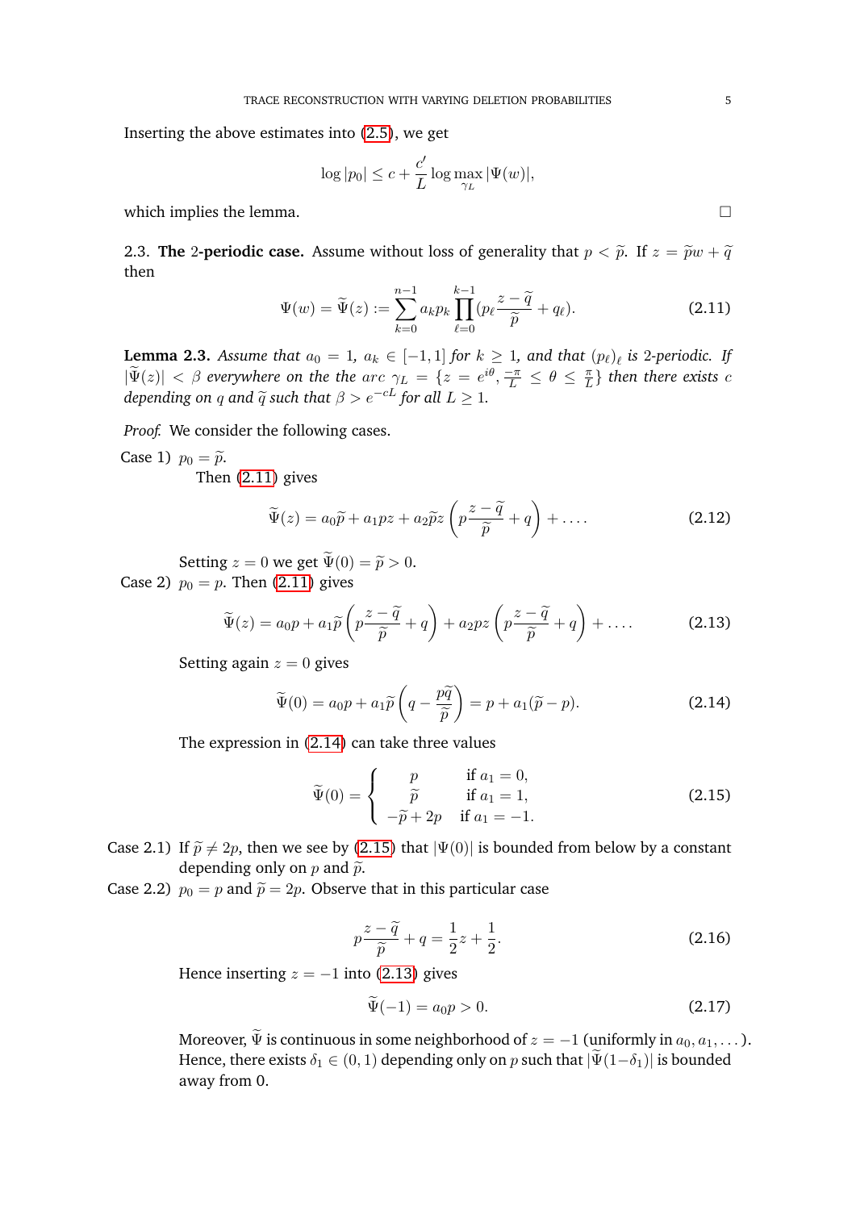Inserting the above estimates into (2.5), we get

$$\log |p_0| \leq c + \frac{c'}{L} \log \max_{\gamma_L} |\Psi(w)|,$$

which implies the lemma. □

2.3. **The** 2**-periodic case.** Assume without loss of generality that $p < \widetilde{p}$. If $z = \widetilde{p}w + \widetilde{q}$ then

$$\Psi(w) = \widetilde{\Psi}(z) := \sum_{k=0}^{n-1} a_k p_k \prod_{\ell=0}^{k-1} (p_\ell \frac{z - \widetilde{q}}{\widetilde{p}} + q_\ell). \tag{2.11}$$

**Lemma 2.3.** *Assume that $a_0 = 1$, $a_k \in [-1, 1]$ for $k \geq 1$, and that $(p_\ell)_\ell$ is 2-periodic. If $|\widetilde{\Psi}(z)| < \beta$ everywhere on the the arc $\gamma_L = \{z = e^{i\theta}, \frac{-\pi}{L} \leq \theta \leq \frac{\pi}{L}\}$ then there exists $c$ depending on $q$ and $\widetilde{q}$ such that $\beta > e^{-cL}$ for all $L \geq 1$.*

*Proof.* We consider the following cases.

Case 1) $p_0 = \widetilde{p}$.

Then (2.11) gives

$$\widetilde{\Psi}(z) = a_0\widetilde{p} + a_1 p z + a_2 \widetilde{p} z \left( p\frac{z - \widetilde{q}}{\widetilde{p}} + q \right) + \dots. \tag{2.12}$$

Setting $z = 0$ we get $\widetilde{\Psi}(0) = \widetilde{p} > 0$.

Case 2) $p_0 = p$. Then (2.11) gives

$$\widetilde{\Psi}(z) = a_0 p + a_1 \widetilde{p} \left( p\frac{z - \widetilde{q}}{\widetilde{p}} + q \right) + a_2 p z \left( p\frac{z - \widetilde{q}}{\widetilde{p}} + q \right) + \dots. \tag{2.13}$$

Setting again $z = 0$ gives

$$\widetilde{\Psi}(0) = a_0 p + a_1 \widetilde{p} \left( q - \frac{p\widetilde{q}}{\widetilde{p}} \right) = p + a_1(\widetilde{p} - p). \tag{2.14}$$

The expression in (2.14) can take three values

$$\widetilde{\Psi}(0) = \begin{cases} p & \text{if } a_1 = 0, \\ \widetilde{p} & \text{if } a_1 = 1, \\ -\widetilde{p} + 2p & \text{if } a_1 = -1. \end{cases} \tag{2.15}$$

Case 2.1) If $\widetilde{p} \neq 2p$, then we see by (2.15) that $|\Psi(0)|$ is bounded from below by a constant depending only on $p$ and $\widetilde{p}$.

Case 2.2) $p_0 = p$ and $\widetilde{p} = 2p$. Observe that in this particular case

$$p\frac{z - \widetilde{q}}{\widetilde{p}} + q = \frac{1}{2}z + \frac{1}{2}. \tag{2.16}$$

Hence inserting $z = -1$ into (2.13) gives

$$\widetilde{\Psi}(-1) = a_0 p > 0. \tag{2.17}$$

Moreover, $\widetilde{\Psi}$ is continuous in some neighborhood of $z = -1$ (uniformly in $a_0, a_1, \dots$). Hence, there exists $\delta_1 \in (0, 1)$ depending only on $p$ such that $|\widetilde{\Psi}(1 - \delta_1)|$ is bounded away from 0.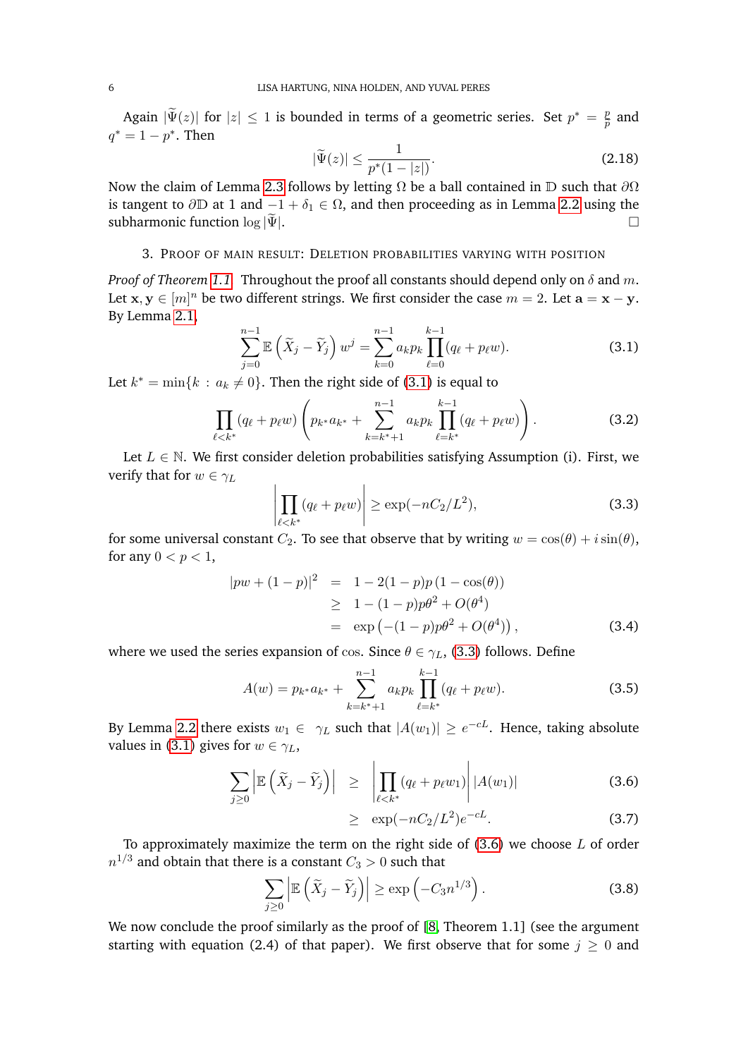Again $|\widetilde{\Psi}(z)|$ for $|z| \leq 1$ is bounded in terms of a geometric series. Set $p^* = \frac{p}{\overline{p}}$ and $q^* = 1 - p^*$. Then

$$|\widetilde{\Psi}(z)| \leq \frac{1}{p^*(1-|z|)}. \tag{2.18}$$

Now the claim of Lemma 2.3 follows by letting $\Omega$ be a ball contained in $\mathbb{D}$ such that $\partial\Omega$ is tangent to $\partial\mathbb{D}$ at 1 and $-1+\delta_1 \in \Omega$, and then proceeding as in Lemma 2.2 using the subharmonic function $\log|\widetilde{\Psi}|$. □

## 3. Proof of main result: Deletion probabilities varying with position

*Proof of Theorem 1.1.* Throughout the proof all constants should depend only on $\delta$ and $m$. Let $\mathbf{x}, \mathbf{y} \in [m]^n$ be two different strings. We first consider the case $m = 2$. Let $\mathbf{a} = \mathbf{x} - \mathbf{y}$. By Lemma 2.1,

$$\sum_{j=0}^{n-1} \mathbb{E}\left(\widetilde{X}_j - \widetilde{Y}_j\right) w^j = \sum_{k=0}^{n-1} a_k p_k \prod_{\ell=0}^{k-1} (q_\ell + p_\ell w). \tag{3.1}$$

Let $k^* = \min\{k : a_k \neq 0\}$. Then the right side of (3.1) is equal to

$$\prod_{\ell<k^*} (q_\ell + p_\ell w) \left( p_{k^*} a_{k^*} + \sum_{k=k^*+1}^{n-1} a_k p_k \prod_{\ell=k^*}^{k-1} (q_\ell + p_\ell w) \right). \tag{3.2}$$

Let $L \in \mathbb{N}$. We first consider deletion probabilities satisfying Assumption (i). First, we verify that for $w \in \gamma_L$

$$\left| \prod_{\ell<k^*} (q_\ell + p_\ell w) \right| \geq \exp(-nC_2/L^2), \tag{3.3}$$

for some universal constant $C_2$. To see that observe that by writing $w = \cos(\theta) + i\sin(\theta)$, for any $0 < p < 1$,

$$\begin{aligned}
|pw + (1-p)|^2 &= 1 - 2(1-p)p(1-\cos(\theta)) \\
&\geq 1 - (1-p)p\theta^2 + O(\theta^4) \\
&= \exp\left(-(1-p)p\theta^2 + O(\theta^4)\right),
\end{aligned} \tag{3.4}$$

where we used the series expansion of cos. Since $\theta \in \gamma_L$, (3.3) follows. Define

$$A(w) = p_{k^*} a_{k^*} + \sum_{k=k^*+1}^{n-1} a_k p_k \prod_{\ell=k^*}^{k-1} (q_\ell + p_\ell w). \tag{3.5}$$

By Lemma 2.2 there exists $w_1 \in \gamma_L$ such that $|A(w_1)| \geq e^{-cL}$. Hence, taking absolute values in (3.1) gives for $w \in \gamma_L$,

$$\begin{aligned}
\sum_{j\geq 0} \left| \mathbb{E}\left(\widetilde{X}_j - \widetilde{Y}_j\right) \right| &\geq \left| \prod_{\ell<k^*} (q_\ell + p_\ell w_1) \right| |A(w_1)| && (3.6) \\
&\geq \exp(-nC_2/L^2) e^{-cL}. && (3.7)
\end{aligned}$$

To approximately maximize the term on the right side of (3.6) we choose $L$ of order $n^{1/3}$ and obtain that there is a constant $C_3 > 0$ such that

$$\sum_{j\geq 0} \left| \mathbb{E}\left(\widetilde{X}_j - \widetilde{Y}_j\right) \right| \geq \exp\left(-C_3 n^{1/3}\right). \tag{3.8}$$

We now conclude the proof similarly as the proof of [8, Theorem 1.1] (see the argument starting with equation (2.4) of that paper). We first observe that for some $j \geq 0$ and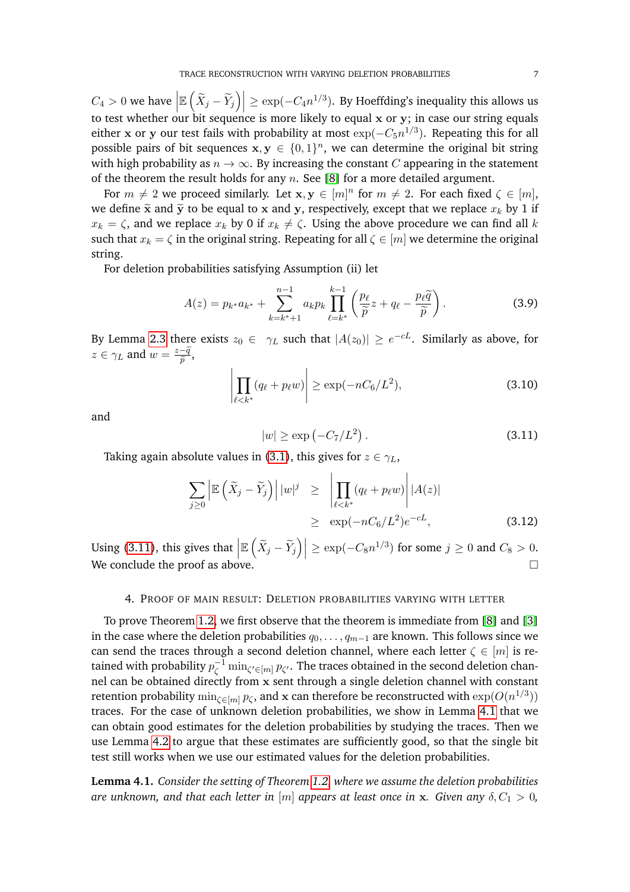$C_4 > 0$ we have $\left|\mathbb{E}\left(\widetilde{X}_j - \widetilde{Y}_j\right)\right| \geq \exp(-C_4 n^{1/3})$. By Hoeffding's inequality this allows us to test whether our bit sequence is more likely to equal $\mathbf{x}$ or $\mathbf{y}$; in case our string equals either $\mathbf{x}$ or $\mathbf{y}$ our test fails with probability at most $\exp(-C_5 n^{1/3})$. Repeating this for all possible pairs of bit sequences $\mathbf{x}, \mathbf{y} \in \{0,1\}^n$, we can determine the original bit string with high probability as $n \to \infty$. By increasing the constant $C$ appearing in the statement of the theorem the result holds for any $n$. See [8] for a more detailed argument.

For $m \neq 2$ we proceed similarly. Let $\mathbf{x}, \mathbf{y} \in [m]^n$ for $m \neq 2$. For each fixed $\zeta \in [m]$, we define $\widetilde{\mathbf{x}}$ and $\widetilde{\mathbf{y}}$ to be equal to $\mathbf{x}$ and $\mathbf{y}$, respectively, except that we replace $x_k$ by 1 if $x_k = \zeta$, and we replace $x_k$ by 0 if $x_k \neq \zeta$. Using the above procedure we can find all $k$ such that $x_k = \zeta$ in the original string. Repeating for all $\zeta \in [m]$ we determine the original string.

For deletion probabilities satisfying Assumption (ii) let

$$A(z) = p_{k^*} a_{k^*} + \sum_{k=k^*+1}^{n-1} a_k p_k \prod_{\ell=k^*}^{k-1} \left( \frac{p_\ell}{\widetilde{p}} z + q_\ell - \frac{p_\ell \widetilde{q}}{\widetilde{p}} \right). \tag{3.9}$$

By Lemma 2.3 there exists $z_0 \in \gamma_L$ such that $|A(z_0)| \geq e^{-cL}$. Similarly as above, for $z \in \gamma_L$ and $w = \frac{z - \widetilde{q}}{\widetilde{p}}$,

$$\left| \prod_{\ell < k^*} (q_\ell + p_\ell w) \right| \geq \exp(-nC_6/L^2), \tag{3.10}$$

and

$$|w| \geq \exp\left(-C_7/L^2\right). \tag{3.11}$$

Taking again absolute values in (3.1), this gives for $z \in \gamma_L$,

$$\begin{aligned} \sum_{j \geq 0} \left|\mathbb{E}\left(\widetilde{X}_j - \widetilde{Y}_j\right)\right| |w|^j &\geq \left| \prod_{\ell < k^*} (q_\ell + p_\ell w) \right| |A(z)| \\ &\geq \exp(-nC_6/L^2) e^{-cL}, \end{aligned} \tag{3.12}$$

Using (3.11), this gives that $\left|\mathbb{E}\left(\widetilde{X}_j - \widetilde{Y}_j\right)\right| \geq \exp(-C_8 n^{1/3})$ for some $j \geq 0$ and $C_8 > 0$. We conclude the proof as above. □

## 4. Proof of main result: Deletion probabilities varying with letter

To prove Theorem 1.2, we first observe that the theorem is immediate from [8] and [3] in the case where the deletion probabilities $q_0, \dots, q_{m-1}$ are known. This follows since we can send the traces through a second deletion channel, where each letter $\zeta \in [m]$ is retained with probability $p_\zeta^{-1} \min_{\zeta' \in [m]} p_{\zeta'}$. The traces obtained in the second deletion channel can be obtained directly from $\mathbf{x}$ sent through a single deletion channel with constant retention probability $\min_{\zeta \in [m]} p_\zeta$, and $\mathbf{x}$ can therefore be reconstructed with $\exp(O(n^{1/3}))$ traces. For the case of unknown deletion probabilities, we show in Lemma 4.1 that we can obtain good estimates for the deletion probabilities by studying the traces. Then we use Lemma 4.2 to argue that these estimates are sufficiently good, so that the single bit test still works when we use our estimated values for the deletion probabilities.

**Lemma 4.1.** *Consider the setting of Theorem 1.2 where we assume the deletion probabilities are unknown, and that each letter in $[m]$ appears at least once in $\mathbf{x}$. Given any $\delta, C_1 > 0$,*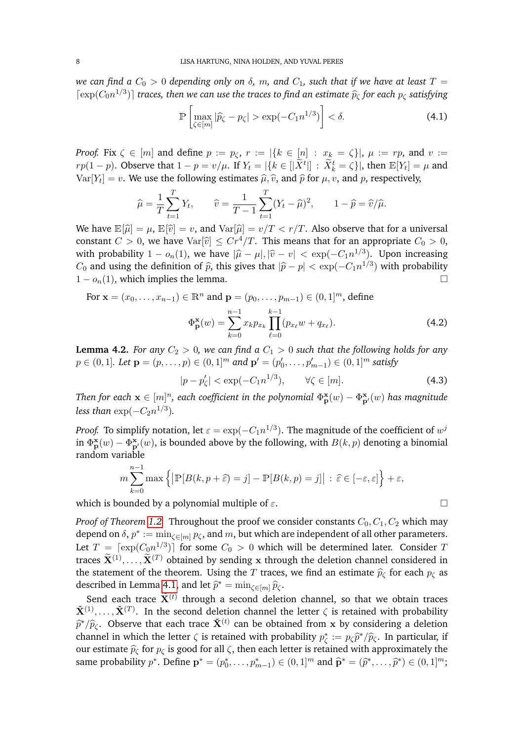*we can find a $C_0 > 0$ depending only on $\delta$, $m$, and $C_1$, such that if we have at least $T = \lceil \exp(C_0 n^{1/3}) \rceil$ traces, then we can use the traces to find an estimate $\widehat{p}_\zeta$ for each $p_\zeta$ satisfying*

$$\mathbb{P}\left[\max_{\zeta \in [m]} |\widehat{p}_\zeta - p_\zeta| > \exp(-C_1 n^{1/3})\right] < \delta. \tag{4.1}$$

*Proof.* Fix $\zeta \in [m]$ and define $p := p_\zeta$, $r := |\{k \in [n] : x_k = \zeta\}|$, $\mu := rp$, and $v := rp(1-p)$. Observe that $1 - p = v/\mu$. If $Y_t = |\{k \in [|\widetilde{X}^t|] : \widetilde{X}^t_k = \zeta\}|$, then $\mathbb{E}[Y_t] = \mu$ and $\mathrm{Var}[Y_t] = v$. We use the following estimates $\widehat{\mu}, \widehat{v}$, and $\widehat{p}$ for $\mu$, $v$, and $p$, respectively,

$$\widehat{\mu} = \frac{1}{T}\sum_{t=1}^{T} Y_t, \qquad \widehat{v} = \frac{1}{T-1}\sum_{t=1}^{T}(Y_t - \widehat{\mu})^2, \qquad 1 - \widehat{p} = \widehat{v}/\widehat{\mu}.$$

We have $\mathbb{E}[\widehat{\mu}] = \mu$, $\mathbb{E}[\widehat{v}] = v$, and $\mathrm{Var}[\widehat{\mu}] = v/T < r/T$. Also observe that for a universal constant $C > 0$, we have $\mathrm{Var}[\widehat{v}] \le Cr^4/T$. This means that for an appropriate $C_0 > 0$, with probability $1 - o_n(1)$, we have $|\widehat{\mu} - \mu|, |\widehat{v} - v| < \exp(-C_1 n^{1/3})$. Upon increasing $C_0$ and using the definition of $\widehat{p}$, this gives that $|\widehat{p} - p| < \exp(-C_1 n^{1/3})$ with probability $1 - o_n(1)$, which implies the lemma. $\square$

For $\mathbf{x} = (x_0, \dots, x_{n-1}) \in \mathbb{R}^n$ and $\mathbf{p} = (p_0, \dots, p_{m-1}) \in (0,1]^m$, define

$$\Phi^{\mathbf{x}}_{\mathbf{p}}(w) = \sum_{k=0}^{n-1} x_k p_{x_k} \prod_{\ell=0}^{k-1}(p_{x_\ell} w + q_{x_\ell}). \tag{4.2}$$

**Lemma 4.2.** *For any $C_2 > 0$, we can find a $C_1 > 0$ such that the following holds for any $p \in (0,1]$. Let $\mathbf{p} = (p, \dots, p) \in (0,1]^m$ and $\mathbf{p}' = (p'_0, \dots, p'_{m-1}) \in (0,1]^m$ satisfy*

$$|p - p'_\zeta| < \exp(-C_1 n^{1/3}), \qquad \forall \zeta \in [m]. \tag{4.3}$$

*Then for each $\mathbf{x} \in [m]^n$, each coefficient in the polynomial $\Phi^{\mathbf{x}}_{\mathbf{p}}(w) - \Phi^{\mathbf{x}}_{\mathbf{p}'}(w)$ has magnitude less than $\exp(-C_2 n^{1/3})$.*

*Proof.* To simplify notation, let $\varepsilon = \exp(-C_1 n^{1/3})$. The magnitude of the coefficient of $w^j$ in $\Phi^{\mathbf{x}}_{\mathbf{p}}(w) - \Phi^{\mathbf{x}}_{\mathbf{p}'}(w)$, is bounded above by the following, with $B(k,p)$ denoting a binomial random variable

$$m \sum_{k=0}^{n-1} \max\left\{ \left| \mathbb{P}[B(k, p + \widehat{\varepsilon}) = j] - \mathbb{P}[B(k,p) = j] \right| \, : \, \widehat{\varepsilon} \in [-\varepsilon, \varepsilon] \right\} + \varepsilon,$$

which is bounded by a polynomial multiple of $\varepsilon$. $\square$

*Proof of Theorem 1.2.* Throughout the proof we consider constants $C_0, C_1, C_2$ which may depend on $\delta$, $p^* := \min_{\zeta \in [m]} p_\zeta$, and $m$, but which are independent of all other parameters. Let $T = \lceil \exp(C_0 n^{1/3}) \rceil$ for some $C_0 > 0$ which will be determined later. Consider $T$ traces $\widetilde{\mathbf{X}}^{(1)}, \dots, \widetilde{\mathbf{X}}^{(T)}$ obtained by sending $\mathbf{x}$ through the deletion channel considered in the statement of the theorem. Using the $T$ traces, we find an estimate $\widehat{p}_\zeta$ for each $p_\zeta$ as described in Lemma 4.1, and let $\widehat{p}^* = \min_{\zeta \in [m]} \widehat{p}_\zeta$.

Send each trace $\widetilde{\mathbf{X}}^{(t)}$ through a second deletion channel, so that we obtain traces $\check{\mathbf{X}}^{(1)}, \dots, \check{\mathbf{X}}^{(T)}$. In the second deletion channel the letter $\zeta$ is retained with probability $\widehat{p}^*/\widehat{p}_\zeta$. Observe that each trace $\check{\mathbf{X}}^{(t)}$ can be obtained from $\mathbf{x}$ by considering a deletion channel in which the letter $\zeta$ is retained with probability $p^*_\zeta := p_\zeta \widehat{p}^*/\widehat{p}_\zeta$. In particular, if our estimate $\widehat{p}_\zeta$ for $p_\zeta$ is good for all $\zeta$, then each letter is retained with approximately the same probability $p^*$. Define $\mathbf{p}^* = (p^*_0, \dots, p^*_{m-1}) \in (0,1]^m$ and $\widehat{\mathbf{p}}^* = (\widehat{p}^*, \dots, \widehat{p}^*) \in (0,1]^m$;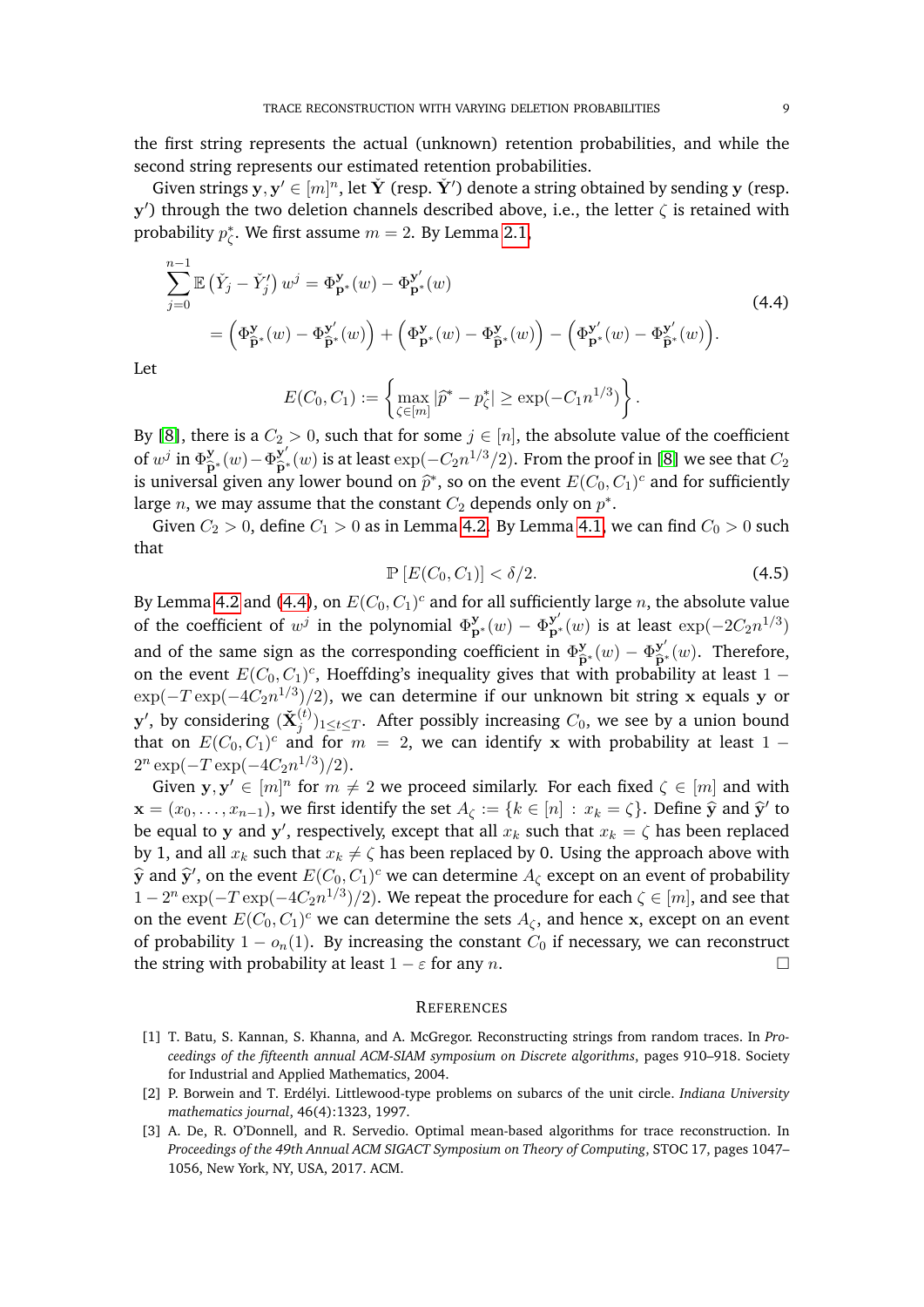the first string represents the actual (unknown) retention probabilities, and while the second string represents our estimated retention probabilities.

Given strings $\mathbf{y}, \mathbf{y}' \in [m]^n$, let $\check{\mathbf{Y}}$ (resp. $\check{\mathbf{Y}}'$) denote a string obtained by sending $\mathbf{y}$ (resp. $\mathbf{y}'$) through the two deletion channels described above, i.e., the letter $\zeta$ is retained with probability $p^*_\zeta$. We first assume $m = 2$. By Lemma 2.1,

$$
\begin{aligned}
\sum_{j=0}^{n-1} \mathbb{E}\left(\check{Y}_j - \check{Y}'_j\right) w^j &= \Phi^{\mathbf{y}}_{\mathbf{p}^*}(w) - \Phi^{\mathbf{y}'}_{\mathbf{p}^*}(w) \\
&= \left(\Phi^{\mathbf{y}}_{\widehat{\mathbf{p}}^*}(w) - \Phi^{\mathbf{y}'}_{\widehat{\mathbf{p}}^*}(w)\right) + \left(\Phi^{\mathbf{y}}_{\mathbf{p}^*}(w) - \Phi^{\mathbf{y}}_{\widehat{\mathbf{p}}^*}(w)\right) - \left(\Phi^{\mathbf{y}'}_{\mathbf{p}^*}(w) - \Phi^{\mathbf{y}'}_{\widehat{\mathbf{p}}^*}(w)\right).
\end{aligned}
\tag{4.4}
$$

Let

$$
E(C_0, C_1) := \left\{ \max_{\zeta \in [m]} |\widehat{p}^* - p^*_\zeta| \geq \exp(-C_1 n^{1/3}) \right\}.
$$

By [8], there is a $C_2 > 0$, such that for some $j \in [n]$, the absolute value of the coefficient of $w^j$ in $\Phi^{\mathbf{y}}_{\widehat{\mathbf{p}}^*}(w) - \Phi^{\mathbf{y}'}_{\widehat{\mathbf{p}}^*}(w)$ is at least $\exp(-C_2 n^{1/3}/2)$. From the proof in [8] we see that $C_2$ is universal given any lower bound on $\widehat{p}^*$, so on the event $E(C_0, C_1)^c$ and for sufficiently large $n$, we may assume that the constant $C_2$ depends only on $p^*$.

Given $C_2 > 0$, define $C_1 > 0$ as in Lemma 4.2. By Lemma 4.1, we can find $C_0 > 0$ such that

$$
\mathbb{P}\left[E(C_0, C_1)\right] < \delta/2. \tag{4.5}
$$

By Lemma 4.2 and (4.4), on $E(C_0, C_1)^c$ and for all sufficiently large $n$, the absolute value of the coefficient of $w^j$ in the polynomial $\Phi^{\mathbf{y}}_{\mathbf{p}^*}(w) - \Phi^{\mathbf{y}'}_{\mathbf{p}^*}(w)$ is at least $\exp(-2C_2 n^{1/3})$ and of the same sign as the corresponding coefficient in $\Phi^{\mathbf{y}}_{\widehat{\mathbf{p}}^*}(w) - \Phi^{\mathbf{y}'}_{\widehat{\mathbf{p}}^*}(w)$. Therefore, on the event $E(C_0, C_1)^c$, Hoeffding's inequality gives that with probability at least $1 - \exp(-T \exp(-4C_2 n^{1/3})/2)$, we can determine if our unknown bit string $\mathbf{x}$ equals $\mathbf{y}$ or $\mathbf{y}'$, by considering $(\check{\mathbf{X}}^{(t)}_j)_{1 \leq t \leq T}$. After possibly increasing $C_0$, we see by a union bound that on $E(C_0, C_1)^c$ and for $m = 2$, we can identify $\mathbf{x}$ with probability at least $1 - 2^n \exp(-T \exp(-4C_2 n^{1/3})/2)$.

Given $\mathbf{y}, \mathbf{y}' \in [m]^n$ for $m \neq 2$ we proceed similarly. For each fixed $\zeta \in [m]$ and with $\mathbf{x} = (x_0, \ldots, x_{n-1})$, we first identify the set $A_\zeta := \{k \in [n] : x_k = \zeta\}$. Define $\widehat{\mathbf{y}}$ and $\widehat{\mathbf{y}}'$ to be equal to $\mathbf{y}$ and $\mathbf{y}'$, respectively, except that all $x_k$ such that $x_k = \zeta$ has been replaced by 1, and all $x_k$ such that $x_k \neq \zeta$ has been replaced by 0. Using the approach above with $\widehat{\mathbf{y}}$ and $\widehat{\mathbf{y}}'$, on the event $E(C_0, C_1)^c$ we can determine $A_\zeta$ except on an event of probability $1 - 2^n \exp(-T \exp(-4C_2 n^{1/3})/2)$. We repeat the procedure for each $\zeta \in [m]$, and see that on the event $E(C_0, C_1)^c$ we can determine the sets $A_\zeta$, and hence $\mathbf{x}$, except on an event of probability $1 - o_n(1)$. By increasing the constant $C_0$ if necessary, we can reconstruct the string with probability at least $1 - \varepsilon$ for any $n$. $\square$

## References

[1] T. Batu, S. Kannan, S. Khanna, and A. McGregor. Reconstructing strings from random traces. In *Proceedings of the fifteenth annual ACM-SIAM symposium on Discrete algorithms*, pages 910–918. Society for Industrial and Applied Mathematics, 2004.

[2] P. Borwein and T. Erdélyi. Littlewood-type problems on subarcs of the unit circle. *Indiana University mathematics journal*, 46(4):1323, 1997.

[3] A. De, R. O'Donnell, and R. Servedio. Optimal mean-based algorithms for trace reconstruction. In *Proceedings of the 49th Annual ACM SIGACT Symposium on Theory of Computing*, STOC 17, pages 1047–1056, New York, NY, USA, 2017. ACM.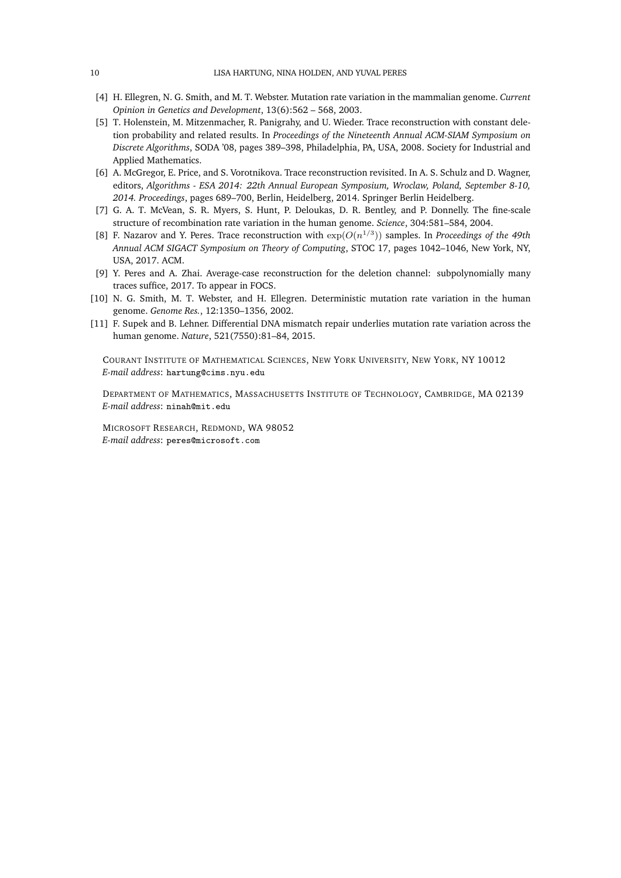[4] H. Ellegren, N. G. Smith, and M. T. Webster. Mutation rate variation in the mammalian genome. *Current Opinion in Genetics and Development*, 13(6):562 – 568, 2003.

[5] T. Holenstein, M. Mitzenmacher, R. Panigrahy, and U. Wieder. Trace reconstruction with constant deletion probability and related results. In *Proceedings of the Nineteenth Annual ACM-SIAM Symposium on Discrete Algorithms*, SODA '08, pages 389–398, Philadelphia, PA, USA, 2008. Society for Industrial and Applied Mathematics.

[6] A. McGregor, E. Price, and S. Vorotnikova. Trace reconstruction revisited. In A. S. Schulz and D. Wagner, editors, *Algorithms - ESA 2014: 22th Annual European Symposium, Wroclaw, Poland, September 8-10, 2014. Proceedings*, pages 689–700, Berlin, Heidelberg, 2014. Springer Berlin Heidelberg.

[7] G. A. T. McVean, S. R. Myers, S. Hunt, P. Deloukas, D. R. Bentley, and P. Donnelly. The fine-scale structure of recombination rate variation in the human genome. *Science*, 304:581–584, 2004.

[8] F. Nazarov and Y. Peres. Trace reconstruction with $\exp(O(n^{1/3}))$ samples. In *Proceedings of the 49th Annual ACM SIGACT Symposium on Theory of Computing*, STOC 17, pages 1042–1046, New York, NY, USA, 2017. ACM.

[9] Y. Peres and A. Zhai. Average-case reconstruction for the deletion channel: subpolynomially many traces suffice, 2017. To appear in FOCS.

[10] N. G. Smith, M. T. Webster, and H. Ellegren. Deterministic mutation rate variation in the human genome. *Genome Res.*, 12:1350–1356, 2002.

[11] F. Supek and B. Lehner. Differential DNA mismatch repair underlies mutation rate variation across the human genome. *Nature*, 521(7550):81–84, 2015.

Courant Institute of Mathematical Sciences, New York University, New York, NY 10012
*E-mail address*: hartung@cims.nyu.edu

Department of Mathematics, Massachusetts Institute of Technology, Cambridge, MA 02139
*E-mail address*: ninah@mit.edu

Microsoft Research, Redmond, WA 98052
*E-mail address*: peres@microsoft.com